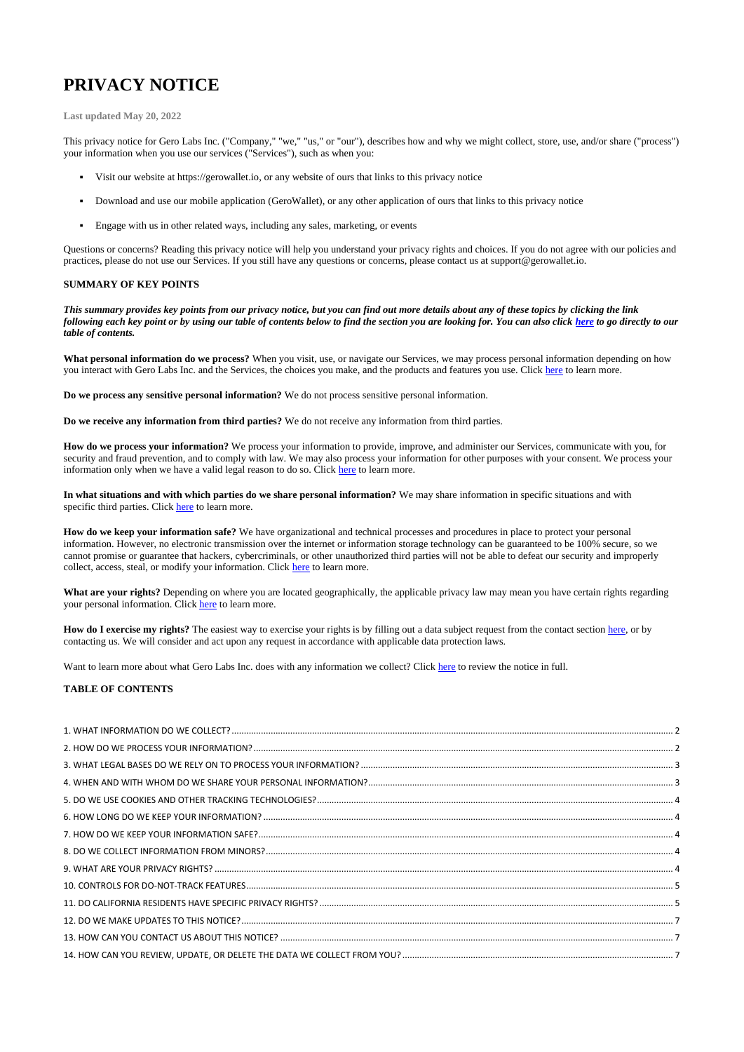# PRIVACY NOTICE

**Last updated May 20, 2022**

This privacy notice for Gero Labs Inc. ("Company," "we," "us," or "our"), describes how and why we might collect, store, use, and/or share ("process") your information when you use our services ("Services"), such as when you:

- Visit our website at https://gerowallet.io, or any website of ours that links to this privacy notice
- Download and use our mobile application (GeroWallet), or any other application of ours that links to this privacy notice
- Engage with us in other related ways, including any sales, marketing, or events

Questions or concerns? Reading this privacy notice will help you understand your privacy rights and choices. If you do not agree with our policies and practices, please do not use our Services. If you still have any questions or concerns, please contact us at support@gerowallet.io.

**SUMMARY OF KEY POINTS**

***This summary provides key points from our privacy notice, but you can find out more details about any of these topics by clicking the link following each key point or by using our table of contents below to find the section you are looking for. You can also click here to go directly to our table of contents.***

**What personal information do we process?** When you visit, use, or navigate our Services, we may process personal information depending on how you interact with Gero Labs Inc. and the Services, the choices you make, and the products and features you use. Click here to learn more.

**Do we process any sensitive personal information?** We do not process sensitive personal information.

**Do we receive any information from third parties?** We do not receive any information from third parties.

**How do we process your information?** We process your information to provide, improve, and administer our Services, communicate with you, for security and fraud prevention, and to comply with law. We may also process your information for other purposes with your consent. We process your information only when we have a valid legal reason to do so. Click here to learn more.

**In what situations and with which parties do we share personal information?** We may share information in specific situations and with specific third parties. Click here to learn more.

**How do we keep your information safe?** We have organizational and technical processes and procedures in place to protect your personal information. However, no electronic transmission over the internet or information storage technology can be guaranteed to be 100% secure, so we cannot promise or guarantee that hackers, cybercriminals, or other unauthorized third parties will not be able to defeat our security and improperly collect, access, steal, or modify your information. Click here to learn more.

**What are your rights?** Depending on where you are located geographically, the applicable privacy law may mean you have certain rights regarding your personal information. Click here to learn more.

**How do I exercise my rights?** The easiest way to exercise your rights is by filling out a data subject request from the contact section here, or by contacting us. We will consider and act upon any request in accordance with applicable data protection laws.

Want to learn more about what Gero Labs Inc. does with any information we collect? Click here to review the notice in full.

**TABLE OF CONTENTS**

1. WHAT INFORMATION DO WE COLLECT? ..... 2
2. HOW DO WE PROCESS YOUR INFORMATION? ..... 2
3. WHAT LEGAL BASES DO WE RELY ON TO PROCESS YOUR INFORMATION? ..... 3
4. WHEN AND WITH WHOM DO WE SHARE YOUR PERSONAL INFORMATION? ..... 3
5. DO WE USE COOKIES AND OTHER TRACKING TECHNOLOGIES? ..... 4
6. HOW LONG DO WE KEEP YOUR INFORMATION? ..... 4
7. HOW DO WE KEEP YOUR INFORMATION SAFE? ..... 4
8. DO WE COLLECT INFORMATION FROM MINORS? ..... 4
9. WHAT ARE YOUR PRIVACY RIGHTS? ..... 4
10. CONTROLS FOR DO-NOT-TRACK FEATURES ..... 5
11. DO CALIFORNIA RESIDENTS HAVE SPECIFIC PRIVACY RIGHTS? ..... 5
12. DO WE MAKE UPDATES TO THIS NOTICE? ..... 7
13. HOW CAN YOU CONTACT US ABOUT THIS NOTICE? ..... 7
14. HOW CAN YOU REVIEW, UPDATE, OR DELETE THE DATA WE COLLECT FROM YOU? ..... 7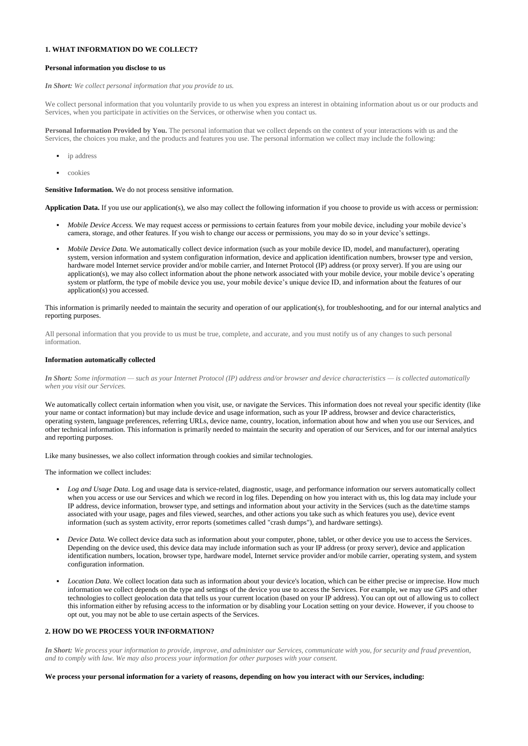### 1. WHAT INFORMATION DO WE COLLECT?

**Personal information you disclose to us**

***In Short:*** *We collect personal information that you provide to us.*

We collect personal information that you voluntarily provide to us when you express an interest in obtaining information about us or our products and Services, when you participate in activities on the Services, or otherwise when you contact us.

**Personal Information Provided by You.** The personal information that we collect depends on the context of your interactions with us and the Services, the choices you make, and the products and features you use. The personal information we collect may include the following:

- ip address
- cookies

**Sensitive Information.** We do not process sensitive information.

**Application Data.** If you use our application(s), we also may collect the following information if you choose to provide us with access or permission:

- *Mobile Device Access.* We may request access or permissions to certain features from your mobile device, including your mobile device's camera, storage, and other features. If you wish to change our access or permissions, you may do so in your device's settings.
- *Mobile Device Data.* We automatically collect device information (such as your mobile device ID, model, and manufacturer), operating system, version information and system configuration information, device and application identification numbers, browser type and version, hardware model Internet service provider and/or mobile carrier, and Internet Protocol (IP) address (or proxy server). If you are using our application(s), we may also collect information about the phone network associated with your mobile device, your mobile device's operating system or platform, the type of mobile device you use, your mobile device's unique device ID, and information about the features of our application(s) you accessed.

This information is primarily needed to maintain the security and operation of our application(s), for troubleshooting, and for our internal analytics and reporting purposes.

All personal information that you provide to us must be true, complete, and accurate, and you must notify us of any changes to such personal information.

**Information automatically collected**

***In Short:*** *Some information — such as your Internet Protocol (IP) address and/or browser and device characteristics — is collected automatically when you visit our Services.*

We automatically collect certain information when you visit, use, or navigate the Services. This information does not reveal your specific identity (like your name or contact information) but may include device and usage information, such as your IP address, browser and device characteristics, operating system, language preferences, referring URLs, device name, country, location, information about how and when you use our Services, and other technical information. This information is primarily needed to maintain the security and operation of our Services, and for our internal analytics and reporting purposes.

Like many businesses, we also collect information through cookies and similar technologies.

The information we collect includes:

- *Log and Usage Data*. Log and usage data is service-related, diagnostic, usage, and performance information our servers automatically collect when you access or use our Services and which we record in log files. Depending on how you interact with us, this log data may include your IP address, device information, browser type, and settings and information about your activity in the Services (such as the date/time stamps associated with your usage, pages and files viewed, searches, and other actions you take such as which features you use), device event information (such as system activity, error reports (sometimes called "crash dumps"), and hardware settings).
- *Device Data.* We collect device data such as information about your computer, phone, tablet, or other device you use to access the Services. Depending on the device used, this device data may include information such as your IP address (or proxy server), device and application identification numbers, location, browser type, hardware model, Internet service provider and/or mobile carrier, operating system, and system configuration information.
- *Location Data*. We collect location data such as information about your device's location, which can be either precise or imprecise. How much information we collect depends on the type and settings of the device you use to access the Services. For example, we may use GPS and other technologies to collect geolocation data that tells us your current location (based on your IP address). You can opt out of allowing us to collect this information either by refusing access to the information or by disabling your Location setting on your device. However, if you choose to opt out, you may not be able to use certain aspects of the Services.

### 2. HOW DO WE PROCESS YOUR INFORMATION?

***In Short:*** *We process your information to provide, improve, and administer our Services, communicate with you, for security and fraud prevention, and to comply with law. We may also process your information for other purposes with your consent.*

**We process your personal information for a variety of reasons, depending on how you interact with our Services, including:**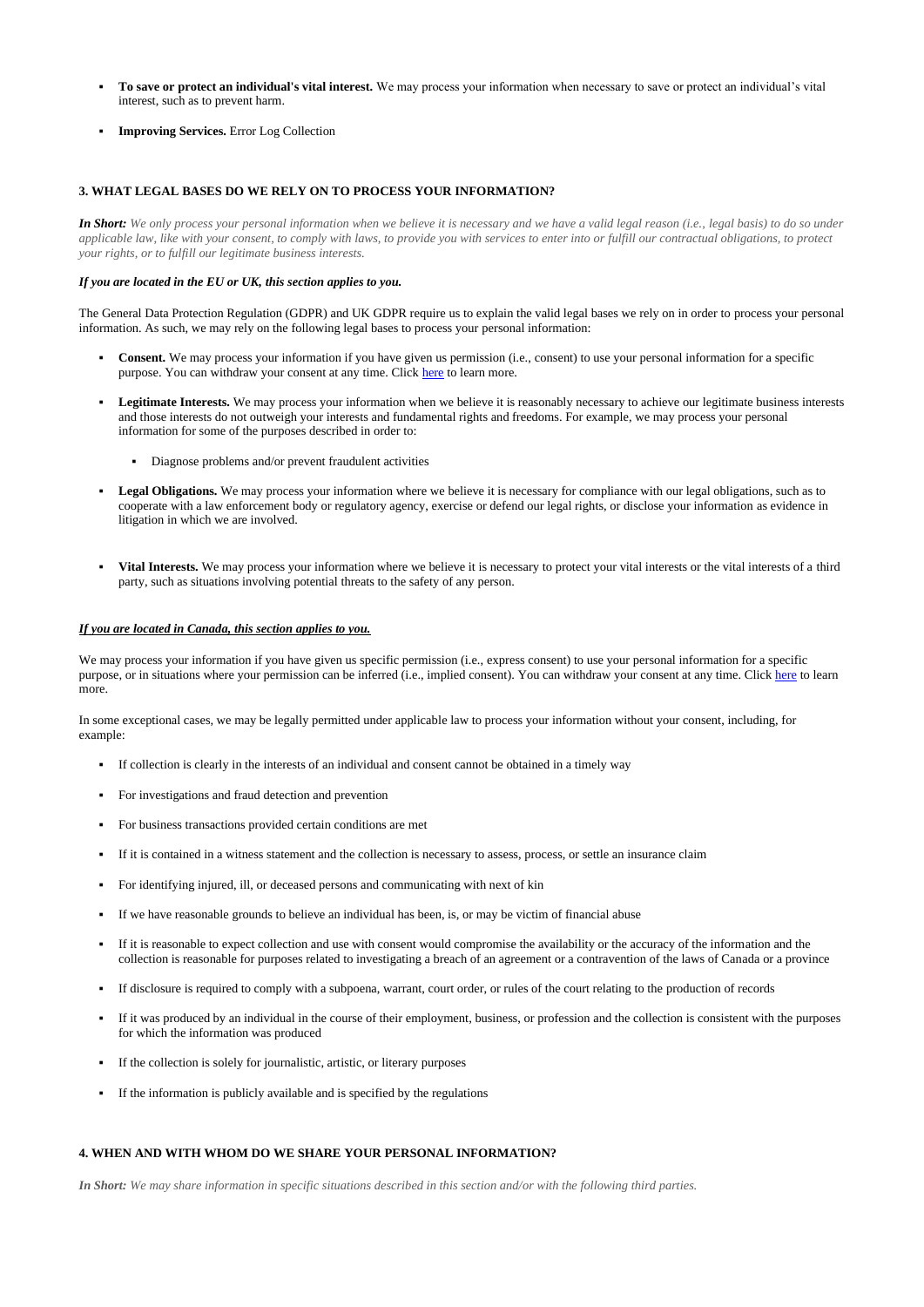- **To save or protect an individual's vital interest.** We may process your information when necessary to save or protect an individual's vital interest, such as to prevent harm.
- **Improving Services.** Error Log Collection

### 3. WHAT LEGAL BASES DO WE RELY ON TO PROCESS YOUR INFORMATION?

***In Short:*** *We only process your personal information when we believe it is necessary and we have a valid legal reason (i.e., legal basis) to do so under applicable law, like with your consent, to comply with laws, to provide you with services to enter into or fulfill our contractual obligations, to protect your rights, or to fulfill our legitimate business interests.*

***If you are located in the EU or UK, this section applies to you.***

The General Data Protection Regulation (GDPR) and UK GDPR require us to explain the valid legal bases we rely on in order to process your personal information. As such, we may rely on the following legal bases to process your personal information:

- **Consent.** We may process your information if you have given us permission (i.e., consent) to use your personal information for a specific purpose. You can withdraw your consent at any time. Click here to learn more.
- **Legitimate Interests.** We may process your information when we believe it is reasonably necessary to achieve our legitimate business interests and those interests do not outweigh your interests and fundamental rights and freedoms. For example, we may process your personal information for some of the purposes described in order to:
  - Diagnose problems and/or prevent fraudulent activities
- **Legal Obligations.** We may process your information where we believe it is necessary for compliance with our legal obligations, such as to cooperate with a law enforcement body or regulatory agency, exercise or defend our legal rights, or disclose your information as evidence in litigation in which we are involved.
- **Vital Interests.** We may process your information where we believe it is necessary to protect your vital interests or the vital interests of a third party, such as situations involving potential threats to the safety of any person.

***If you are located in Canada, this section applies to you.***

We may process your information if you have given us specific permission (i.e., express consent) to use your personal information for a specific purpose, or in situations where your permission can be inferred (i.e., implied consent). You can withdraw your consent at any time. Click here to learn more.

In some exceptional cases, we may be legally permitted under applicable law to process your information without your consent, including, for example:

- If collection is clearly in the interests of an individual and consent cannot be obtained in a timely way
- For investigations and fraud detection and prevention
- For business transactions provided certain conditions are met
- If it is contained in a witness statement and the collection is necessary to assess, process, or settle an insurance claim
- For identifying injured, ill, or deceased persons and communicating with next of kin
- If we have reasonable grounds to believe an individual has been, is, or may be victim of financial abuse
- If it is reasonable to expect collection and use with consent would compromise the availability or the accuracy of the information and the collection is reasonable for purposes related to investigating a breach of an agreement or a contravention of the laws of Canada or a province
- If disclosure is required to comply with a subpoena, warrant, court order, or rules of the court relating to the production of records
- If it was produced by an individual in the course of their employment, business, or profession and the collection is consistent with the purposes for which the information was produced
- If the collection is solely for journalistic, artistic, or literary purposes
- If the information is publicly available and is specified by the regulations

### 4. WHEN AND WITH WHOM DO WE SHARE YOUR PERSONAL INFORMATION?

***In Short:*** *We may share information in specific situations described in this section and/or with the following third parties.*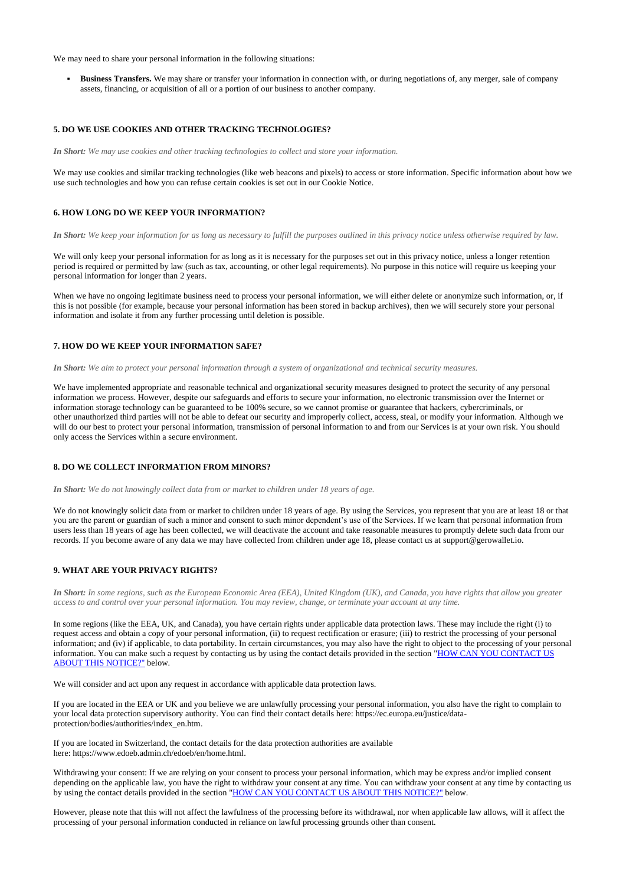We may need to share your personal information in the following situations:

- **Business Transfers.** We may share or transfer your information in connection with, or during negotiations of, any merger, sale of company assets, financing, or acquisition of all or a portion of our business to another company.

#### 5. DO WE USE COOKIES AND OTHER TRACKING TECHNOLOGIES?

***In Short:*** *We may use cookies and other tracking technologies to collect and store your information.*

We may use cookies and similar tracking technologies (like web beacons and pixels) to access or store information. Specific information about how we use such technologies and how you can refuse certain cookies is set out in our Cookie Notice.

#### 6. HOW LONG DO WE KEEP YOUR INFORMATION?

***In Short:*** *We keep your information for as long as necessary to fulfill the purposes outlined in this privacy notice unless otherwise required by law.*

We will only keep your personal information for as long as it is necessary for the purposes set out in this privacy notice, unless a longer retention period is required or permitted by law (such as tax, accounting, or other legal requirements). No purpose in this notice will require us keeping your personal information for longer than 2 years.

When we have no ongoing legitimate business need to process your personal information, we will either delete or anonymize such information, or, if this is not possible (for example, because your personal information has been stored in backup archives), then we will securely store your personal information and isolate it from any further processing until deletion is possible.

#### 7. HOW DO WE KEEP YOUR INFORMATION SAFE?

***In Short:*** *We aim to protect your personal information through a system of organizational and technical security measures.*

We have implemented appropriate and reasonable technical and organizational security measures designed to protect the security of any personal information we process. However, despite our safeguards and efforts to secure your information, no electronic transmission over the Internet or information storage technology can be guaranteed to be 100% secure, so we cannot promise or guarantee that hackers, cybercriminals, or other unauthorized third parties will not be able to defeat our security and improperly collect, access, steal, or modify your information. Although we will do our best to protect your personal information, transmission of personal information to and from our Services is at your own risk. You should only access the Services within a secure environment.

#### 8. DO WE COLLECT INFORMATION FROM MINORS?

***In Short:*** *We do not knowingly collect data from or market to children under 18 years of age.*

We do not knowingly solicit data from or market to children under 18 years of age. By using the Services, you represent that you are at least 18 or that you are the parent or guardian of such a minor and consent to such minor dependent's use of the Services. If we learn that personal information from users less than 18 years of age has been collected, we will deactivate the account and take reasonable measures to promptly delete such data from our records. If you become aware of any data we may have collected from children under age 18, please contact us at support@gerowallet.io.

#### 9. WHAT ARE YOUR PRIVACY RIGHTS?

***In Short:*** *In some regions, such as the European Economic Area (EEA), United Kingdom (UK), and Canada, you have rights that allow you greater access to and control over your personal information. You may review, change, or terminate your account at any time.*

In some regions (like the EEA, UK, and Canada), you have certain rights under applicable data protection laws. These may include the right (i) to request access and obtain a copy of your personal information, (ii) to request rectification or erasure; (iii) to restrict the processing of your personal information; and (iv) if applicable, to data portability. In certain circumstances, you may also have the right to object to the processing of your personal information. You can make such a request by contacting us by using the contact details provided in the section "HOW CAN YOU CONTACT US ABOUT THIS NOTICE?" below.

We will consider and act upon any request in accordance with applicable data protection laws.

If you are located in the EEA or UK and you believe we are unlawfully processing your personal information, you also have the right to complain to your local data protection supervisory authority. You can find their contact details here: https://ec.europa.eu/justice/data-protection/bodies/authorities/index_en.htm.

If you are located in Switzerland, the contact details for the data protection authorities are available here: https://www.edoeb.admin.ch/edoeb/en/home.html.

Withdrawing your consent: If we are relying on your consent to process your personal information, which may be express and/or implied consent depending on the applicable law, you have the right to withdraw your consent at any time. You can withdraw your consent at any time by contacting us by using the contact details provided in the section "HOW CAN YOU CONTACT US ABOUT THIS NOTICE?" below.

However, please note that this will not affect the lawfulness of the processing before its withdrawal, nor when applicable law allows, will it affect the processing of your personal information conducted in reliance on lawful processing grounds other than consent.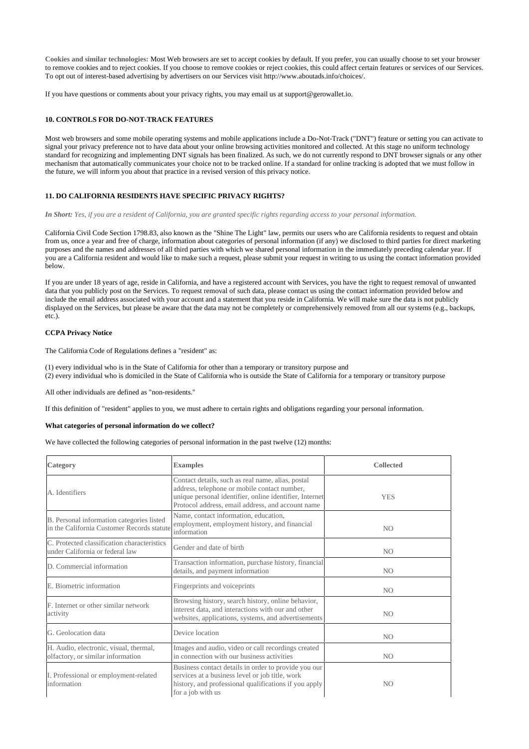**Cookies and similar technologies:** Most Web browsers are set to accept cookies by default. If you prefer, you can usually choose to set your browser to remove cookies and to reject cookies. If you choose to remove cookies or reject cookies, this could affect certain features or services of our Services. To opt out of interest-based advertising by advertisers on our Services visit http://www.aboutads.info/choices/.

If you have questions or comments about your privacy rights, you may email us at support@gerowallet.io.

#### 10. CONTROLS FOR DO-NOT-TRACK FEATURES

Most web browsers and some mobile operating systems and mobile applications include a Do-Not-Track ("DNT") feature or setting you can activate to signal your privacy preference not to have data about your online browsing activities monitored and collected. At this stage no uniform technology standard for recognizing and implementing DNT signals has been finalized. As such, we do not currently respond to DNT browser signals or any other mechanism that automatically communicates your choice not to be tracked online. If a standard for online tracking is adopted that we must follow in the future, we will inform you about that practice in a revised version of this privacy notice.

#### 11. DO CALIFORNIA RESIDENTS HAVE SPECIFIC PRIVACY RIGHTS?

***In Short:*** *Yes, if you are a resident of California, you are granted specific rights regarding access to your personal information.*

California Civil Code Section 1798.83, also known as the "Shine The Light" law, permits our users who are California residents to request and obtain from us, once a year and free of charge, information about categories of personal information (if any) we disclosed to third parties for direct marketing purposes and the names and addresses of all third parties with which we shared personal information in the immediately preceding calendar year. If you are a California resident and would like to make such a request, please submit your request in writing to us using the contact information provided below.

If you are under 18 years of age, reside in California, and have a registered account with Services, you have the right to request removal of unwanted data that you publicly post on the Services. To request removal of such data, please contact us using the contact information provided below and include the email address associated with your account and a statement that you reside in California. We will make sure the data is not publicly displayed on the Services, but please be aware that the data may not be completely or comprehensively removed from all our systems (e.g., backups, etc.).

**CCPA Privacy Notice**

The California Code of Regulations defines a "resident" as:

(1) every individual who is in the State of California for other than a temporary or transitory purpose and
(2) every individual who is domiciled in the State of California who is outside the State of California for a temporary or transitory purpose

All other individuals are defined as "non-residents."

If this definition of "resident" applies to you, we must adhere to certain rights and obligations regarding your personal information.

**What categories of personal information do we collect?**

We have collected the following categories of personal information in the past twelve (12) months:

| Category | Examples | Collected |
|---|---|---|
| A. Identifiers | Contact details, such as real name, alias, postal address, telephone or mobile contact number, unique personal identifier, online identifier, Internet Protocol address, email address, and account name | YES |
| B. Personal information categories listed in the California Customer Records statute | Name, contact information, education, employment, employment history, and financial information | NO |
| C. Protected classification characteristics under California or federal law | Gender and date of birth | NO |
| D. Commercial information | Transaction information, purchase history, financial details, and payment information | NO |
| E. Biometric information | Fingerprints and voiceprints | NO |
| F. Internet or other similar network activity | Browsing history, search history, online behavior, interest data, and interactions with our and other websites, applications, systems, and advertisements | NO |
| G. Geolocation data | Device location | NO |
| H. Audio, electronic, visual, thermal, olfactory, or similar information | Images and audio, video or call recordings created in connection with our business activities | NO |
| I. Professional or employment-related information | Business contact details in order to provide you our services at a business level or job title, work history, and professional qualifications if you apply for a job with us | NO |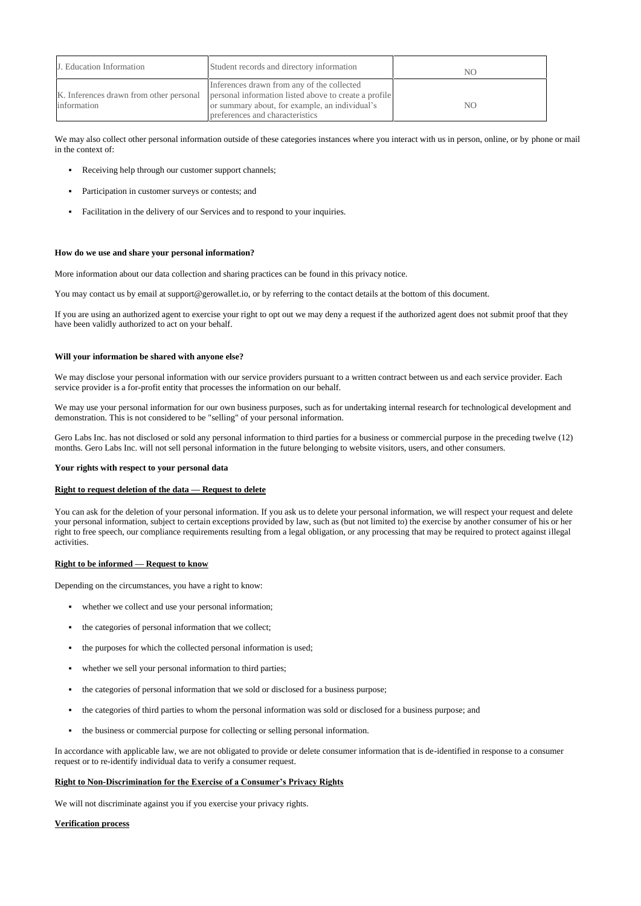| | | |
|---|---|---|
| J. Education Information | Student records and directory information | NO |
| K. Inferences drawn from other personal information | Inferences drawn from any of the collected personal information listed above to create a profile or summary about, for example, an individual's preferences and characteristics | NO |

We may also collect other personal information outside of these categories instances where you interact with us in person, online, or by phone or mail in the context of:

- Receiving help through our customer support channels;
- Participation in customer surveys or contests; and
- Facilitation in the delivery of our Services and to respond to your inquiries.

**How do we use and share your personal information?**

More information about our data collection and sharing practices can be found in this privacy notice.

You may contact us by email at support@gerowallet.io, or by referring to the contact details at the bottom of this document.

If you are using an authorized agent to exercise your right to opt out we may deny a request if the authorized agent does not submit proof that they have been validly authorized to act on your behalf.

**Will your information be shared with anyone else?**

We may disclose your personal information with our service providers pursuant to a written contract between us and each service provider. Each service provider is a for-profit entity that processes the information on our behalf.

We may use your personal information for our own business purposes, such as for undertaking internal research for technological development and demonstration. This is not considered to be "selling" of your personal information.

Gero Labs Inc. has not disclosed or sold any personal information to third parties for a business or commercial purpose in the preceding twelve (12) months. Gero Labs Inc. will not sell personal information in the future belonging to website visitors, users, and other consumers.

**Your rights with respect to your personal data**

**Right to request deletion of the data — Request to delete**

You can ask for the deletion of your personal information. If you ask us to delete your personal information, we will respect your request and delete your personal information, subject to certain exceptions provided by law, such as (but not limited to) the exercise by another consumer of his or her right to free speech, our compliance requirements resulting from a legal obligation, or any processing that may be required to protect against illegal activities.

**Right to be informed — Request to know**

Depending on the circumstances, you have a right to know:

- whether we collect and use your personal information;
- the categories of personal information that we collect;
- the purposes for which the collected personal information is used;
- whether we sell your personal information to third parties;
- the categories of personal information that we sold or disclosed for a business purpose;
- the categories of third parties to whom the personal information was sold or disclosed for a business purpose; and
- the business or commercial purpose for collecting or selling personal information.

In accordance with applicable law, we are not obligated to provide or delete consumer information that is de-identified in response to a consumer request or to re-identify individual data to verify a consumer request.

**Right to Non-Discrimination for the Exercise of a Consumer's Privacy Rights**

We will not discriminate against you if you exercise your privacy rights.

**Verification process**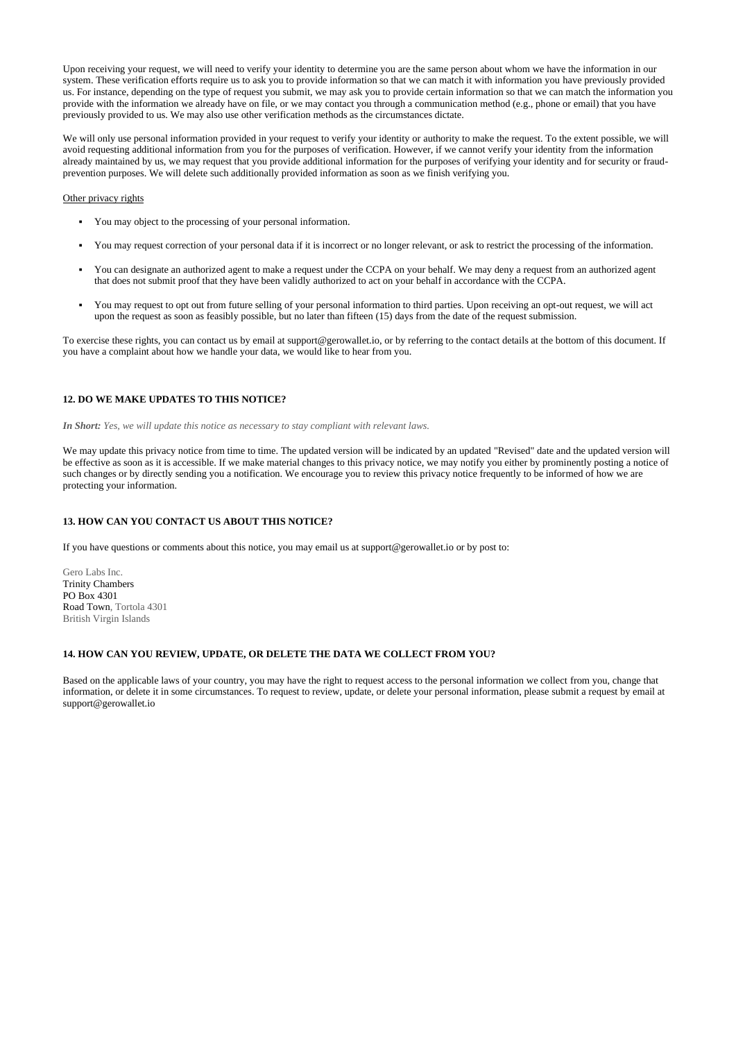Upon receiving your request, we will need to verify your identity to determine you are the same person about whom we have the information in our system. These verification efforts require us to ask you to provide information so that we can match it with information you have previously provided us. For instance, depending on the type of request you submit, we may ask you to provide certain information so that we can match the information you provide with the information we already have on file, or we may contact you through a communication method (e.g., phone or email) that you have previously provided to us. We may also use other verification methods as the circumstances dictate.

We will only use personal information provided in your request to verify your identity or authority to make the request. To the extent possible, we will avoid requesting additional information from you for the purposes of verification. However, if we cannot verify your identity from the information already maintained by us, we may request that you provide additional information for the purposes of verifying your identity and for security or fraud-prevention purposes. We will delete such additionally provided information as soon as we finish verifying you.

Other privacy rights

- You may object to the processing of your personal information.
- You may request correction of your personal data if it is incorrect or no longer relevant, or ask to restrict the processing of the information.
- You can designate an authorized agent to make a request under the CCPA on your behalf. We may deny a request from an authorized agent that does not submit proof that they have been validly authorized to act on your behalf in accordance with the CCPA.
- You may request to opt out from future selling of your personal information to third parties. Upon receiving an opt-out request, we will act upon the request as soon as feasibly possible, but no later than fifteen (15) days from the date of the request submission.

To exercise these rights, you can contact us by email at support@gerowallet.io, or by referring to the contact details at the bottom of this document. If you have a complaint about how we handle your data, we would like to hear from you.

## 12. DO WE MAKE UPDATES TO THIS NOTICE?

***In Short:*** *Yes, we will update this notice as necessary to stay compliant with relevant laws.*

We may update this privacy notice from time to time. The updated version will be indicated by an updated "Revised" date and the updated version will be effective as soon as it is accessible. If we make material changes to this privacy notice, we may notify you either by prominently posting a notice of such changes or by directly sending you a notification. We encourage you to review this privacy notice frequently to be informed of how we are protecting your information.

## 13. HOW CAN YOU CONTACT US ABOUT THIS NOTICE?

If you have questions or comments about this notice, you may email us at support@gerowallet.io or by post to:

Gero Labs Inc.
Trinity Chambers
PO Box 4301
Road Town, Tortola 4301
British Virgin Islands

## 14. HOW CAN YOU REVIEW, UPDATE, OR DELETE THE DATA WE COLLECT FROM YOU?

Based on the applicable laws of your country, you may have the right to request access to the personal information we collect from you, change that information, or delete it in some circumstances. To request to review, update, or delete your personal information, please submit a request by email at support@gerowallet.io